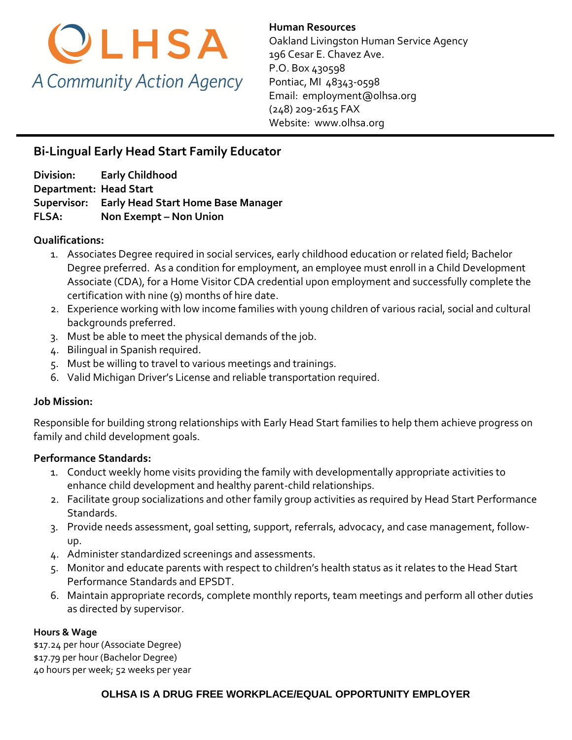OLHSA
A Community Action Agency

**Human Resources**
Oakland Livingston Human Service Agency
196 Cesar E. Chavez Ave.
P.O. Box 430598
Pontiac, MI 48343-0598
Email: employment@olhsa.org
(248) 209-2615 FAX
Website: www.olhsa.org

---

## Bi-Lingual Early Head Start Family Educator

**Division:** Early Childhood
**Department:** Head Start
**Supervisor:** Early Head Start Home Base Manager
**FLSA:** Non Exempt – Non Union

**Qualifications:**

1. Associates Degree required in social services, early childhood education or related field; Bachelor Degree preferred. As a condition for employment, an employee must enroll in a Child Development Associate (CDA), for a Home Visitor CDA credential upon employment and successfully complete the certification with nine (9) months of hire date.
2. Experience working with low income families with young children of various racial, social and cultural backgrounds preferred.
3. Must be able to meet the physical demands of the job.
4. Bilingual in Spanish required.
5. Must be willing to travel to various meetings and trainings.
6. Valid Michigan Driver's License and reliable transportation required.

**Job Mission:**

Responsible for building strong relationships with Early Head Start families to help them achieve progress on family and child development goals.

**Performance Standards:**

1. Conduct weekly home visits providing the family with developmentally appropriate activities to enhance child development and healthy parent-child relationships.
2. Facilitate group socializations and other family group activities as required by Head Start Performance Standards.
3. Provide needs assessment, goal setting, support, referrals, advocacy, and case management, follow-up.
4. Administer standardized screenings and assessments.
5. Monitor and educate parents with respect to children's health status as it relates to the Head Start Performance Standards and EPSDT.
6. Maintain appropriate records, complete monthly reports, team meetings and perform all other duties as directed by supervisor.

**Hours & Wage**
$17.24 per hour (Associate Degree)
$17.79 per hour (Bachelor Degree)
40 hours per week; 52 weeks per year

**OLHSA IS A DRUG FREE WORKPLACE/EQUAL OPPORTUNITY EMPLOYER**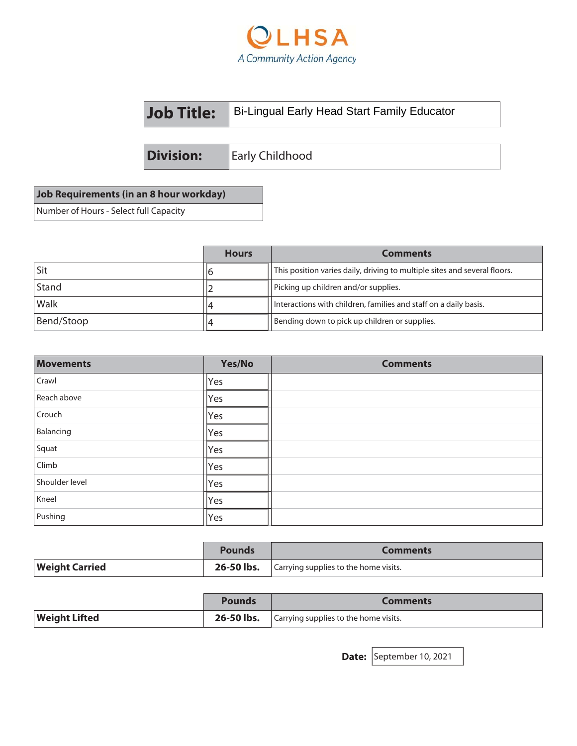**LHSA**
*A Community Action Agency*

| **Job Title:** | Bi-Lingual Early Head Start Family Educator |
|---|---|

| **Division:** | Early Childhood |
|---|---|

| **Job Requirements (in an 8 hour workday)** |
|---|
| Number of Hours - Select full Capacity |

| | **Hours** | **Comments** |
|---|---|---|
| Sit | 6 | This position varies daily, driving to multiple sites and several floors. |
| Stand | 2 | Picking up children and/or supplies. |
| Walk | 4 | Interactions with children, families and staff on a daily basis. |
| Bend/Stoop | 4 | Bending down to pick up children or supplies. |

| **Movements** | **Yes/No** | **Comments** |
|---|---|---|
| Crawl | Yes | |
| Reach above | Yes | |
| Crouch | Yes | |
| Balancing | Yes | |
| Squat | Yes | |
| Climb | Yes | |
| Shoulder level | Yes | |
| Kneel | Yes | |
| Pushing | Yes | |

| | **Pounds** | **Comments** |
|---|---|---|
| **Weight Carried** | **26-50 lbs.** | Carrying supplies to the home visits. |

| | **Pounds** | **Comments** |
|---|---|---|
| **Weight Lifted** | **26-50 lbs.** | Carrying supplies to the home visits. |

**Date:** September 10, 2021